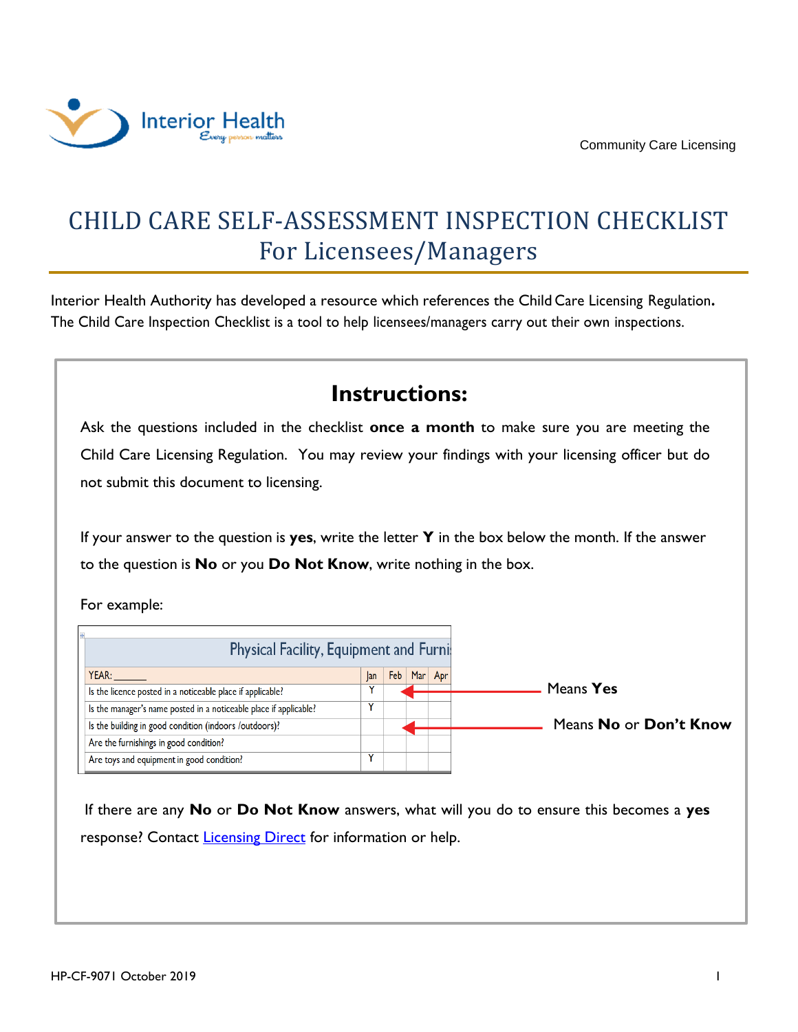Interior Health
Every person matters

Community Care Licensing

# CHILD CARE SELF-ASSESSMENT INSPECTION CHECKLIST For Licensees/Managers

Interior Health Authority has developed a resource which references the Child Care Licensing Regulation**.** The Child Care Inspection Checklist is a tool to help licensees/managers carry out their own inspections.

## Instructions:

Ask the questions included in the checklist **once a month** to make sure you are meeting the Child Care Licensing Regulation. You may review your findings with your licensing officer but do not submit this document to licensing.

If your answer to the question is **yes**, write the letter **Y** in the box below the month. If the answer to the question is **No** or you **Do Not Know**, write nothing in the box.

For example:

| Physical Facility, Equipment and Furni | | | | |
|---|---|---|---|---|
| YEAR: ______ | Jan | Feb | Mar | Apr |
| Is the licence posted in a noticeable place if applicable? | Y | | | |
| Is the manager's name posted in a noticeable place if applicable? | Y | | | |
| Is the building in good condition (indoors /outdoors)? | | | | |
| Are the furnishings in good condition? | | | | |
| Are toys and equipment in good condition? | Y | | | |

Means **Yes**

Means **No** or **Don't Know**

If there are any **No** or **Do Not Know** answers, what will you do to ensure this becomes a **yes** response? Contact Licensing Direct for information or help.

HP-CF-9071 October 2019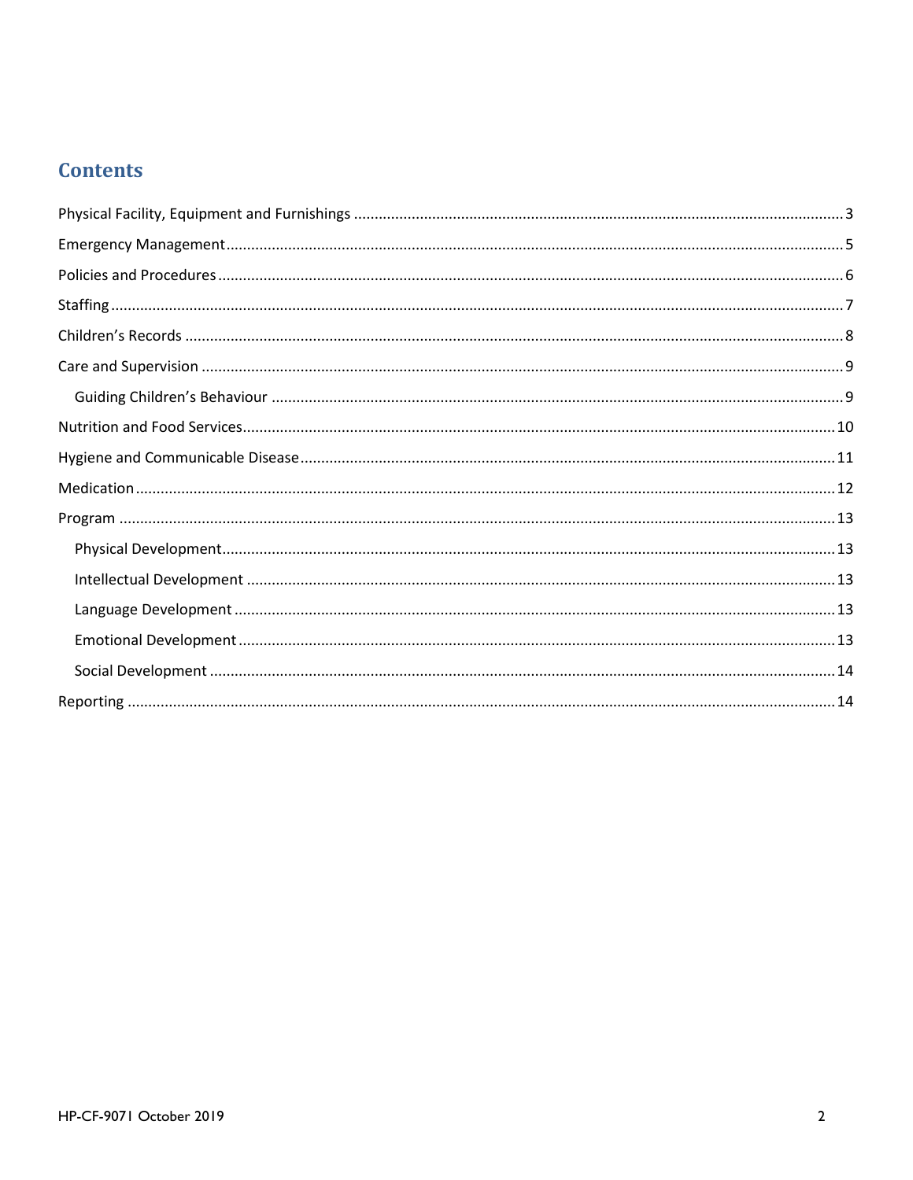## Contents

- Physical Facility, Equipment and Furnishings ..... 3
- Emergency Management ..... 5
- Policies and Procedures ..... 6
- Staffing ..... 7
- Children's Records ..... 8
- Care and Supervision ..... 9
  - Guiding Children's Behaviour ..... 9
- Nutrition and Food Services ..... 10
- Hygiene and Communicable Disease ..... 11
- Medication ..... 12
- Program ..... 13
  - Physical Development ..... 13
  - Intellectual Development ..... 13
  - Language Development ..... 13
  - Emotional Development ..... 13
  - Social Development ..... 14
- Reporting ..... 14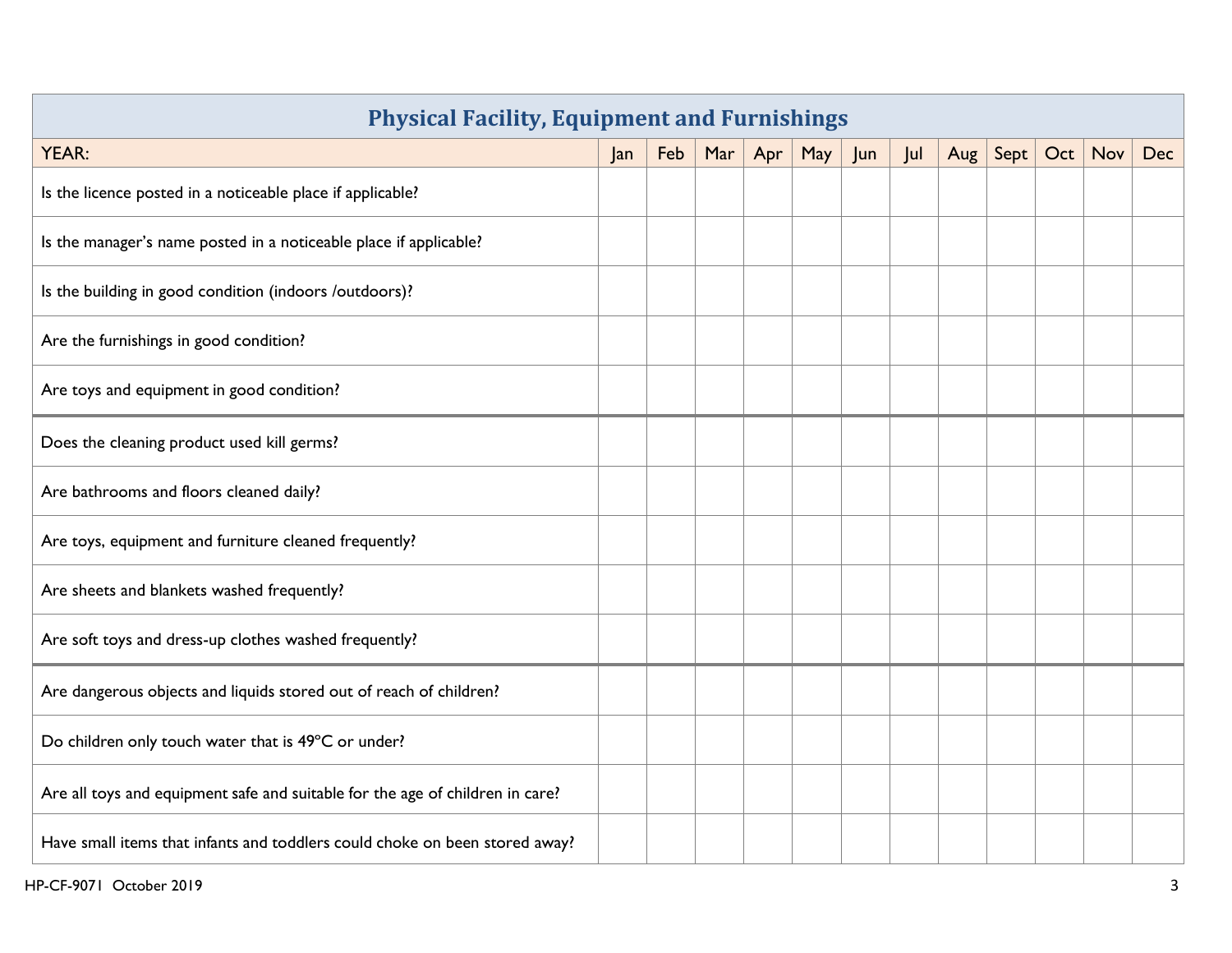## Physical Facility, Equipment and Furnishings

| YEAR: | Jan | Feb | Mar | Apr | May | Jun | Jul | Aug | Sept | Oct | Nov | Dec |
|---|---|---|---|---|---|---|---|---|---|---|---|---|
| Is the licence posted in a noticeable place if applicable? | | | | | | | | | | | | |
| Is the manager's name posted in a noticeable place if applicable? | | | | | | | | | | | | |
| Is the building in good condition (indoors /outdoors)? | | | | | | | | | | | | |
| Are the furnishings in good condition? | | | | | | | | | | | | |
| Are toys and equipment in good condition? | | | | | | | | | | | | |
| Does the cleaning product used kill germs? | | | | | | | | | | | | |
| Are bathrooms and floors cleaned daily? | | | | | | | | | | | | |
| Are toys, equipment and furniture cleaned frequently? | | | | | | | | | | | | |
| Are sheets and blankets washed frequently? | | | | | | | | | | | | |
| Are soft toys and dress-up clothes washed frequently? | | | | | | | | | | | | |
| Are dangerous objects and liquids stored out of reach of children? | | | | | | | | | | | | |
| Do children only touch water that is 49°C or under? | | | | | | | | | | | | |
| Are all toys and equipment safe and suitable for the age of children in care? | | | | | | | | | | | | |
| Have small items that infants and toddlers could choke on been stored away? | | | | | | | | | | | | |

HP-CF-9071 October 2019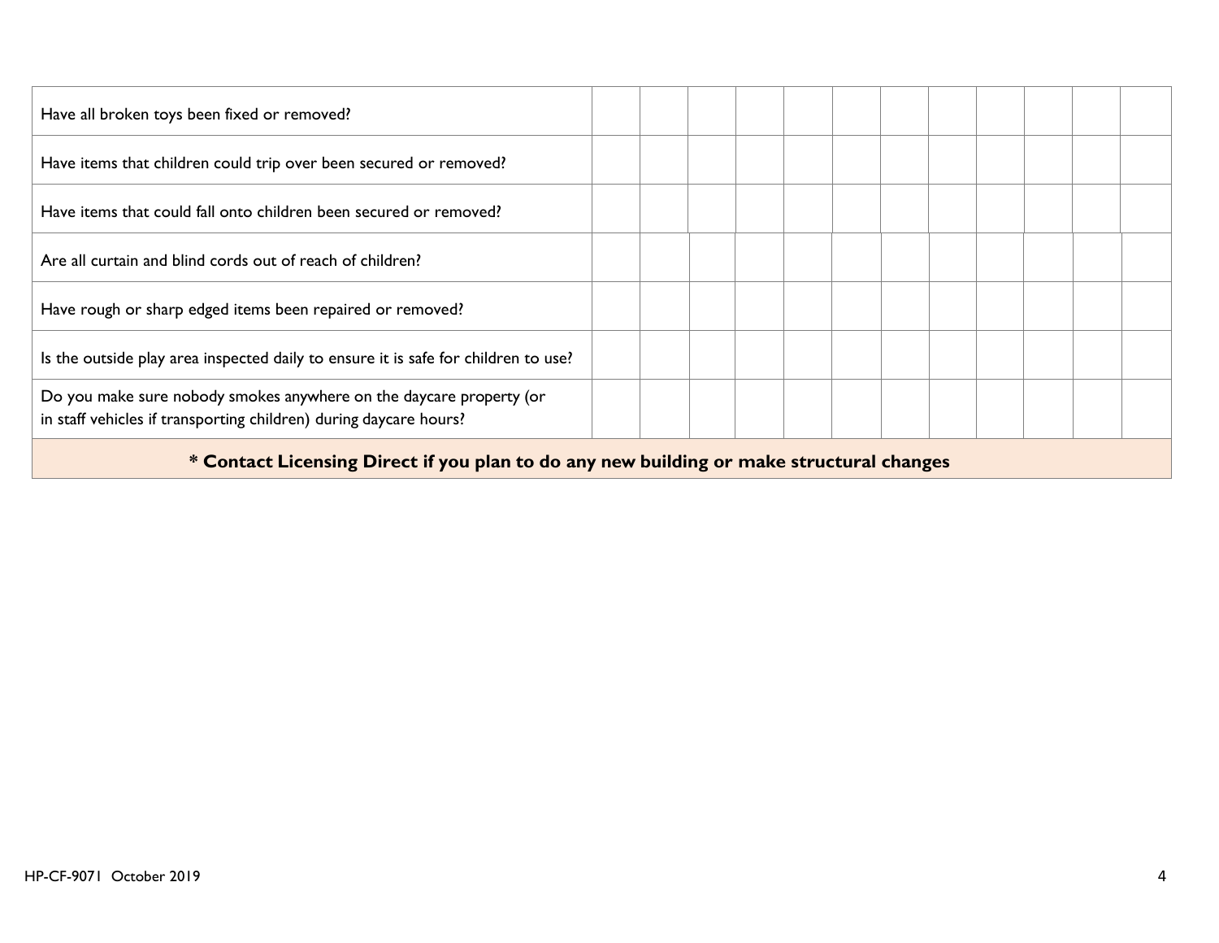| | | | | | | | | | | | | |
|---|---|---|---|---|---|---|---|---|---|---|---|---|
| Have all broken toys been fixed or removed? | | | | | | | | | | | | |
| Have items that children could trip over been secured or removed? | | | | | | | | | | | | |
| Have items that could fall onto children been secured or removed? | | | | | | | | | | | | |
| Are all curtain and blind cords out of reach of children? | | | | | | | | | | | | |
| Have rough or sharp edged items been repaired or removed? | | | | | | | | | | | | |
| Is the outside play area inspected daily to ensure it is safe for children to use? | | | | | | | | | | | | |
| Do you make sure nobody smokes anywhere on the daycare property (or in staff vehicles if transporting children) during daycare hours? | | | | | | | | | | | | |

**\* Contact Licensing Direct if you plan to do any new building or make structural changes**

HP-CF-9071 October 2019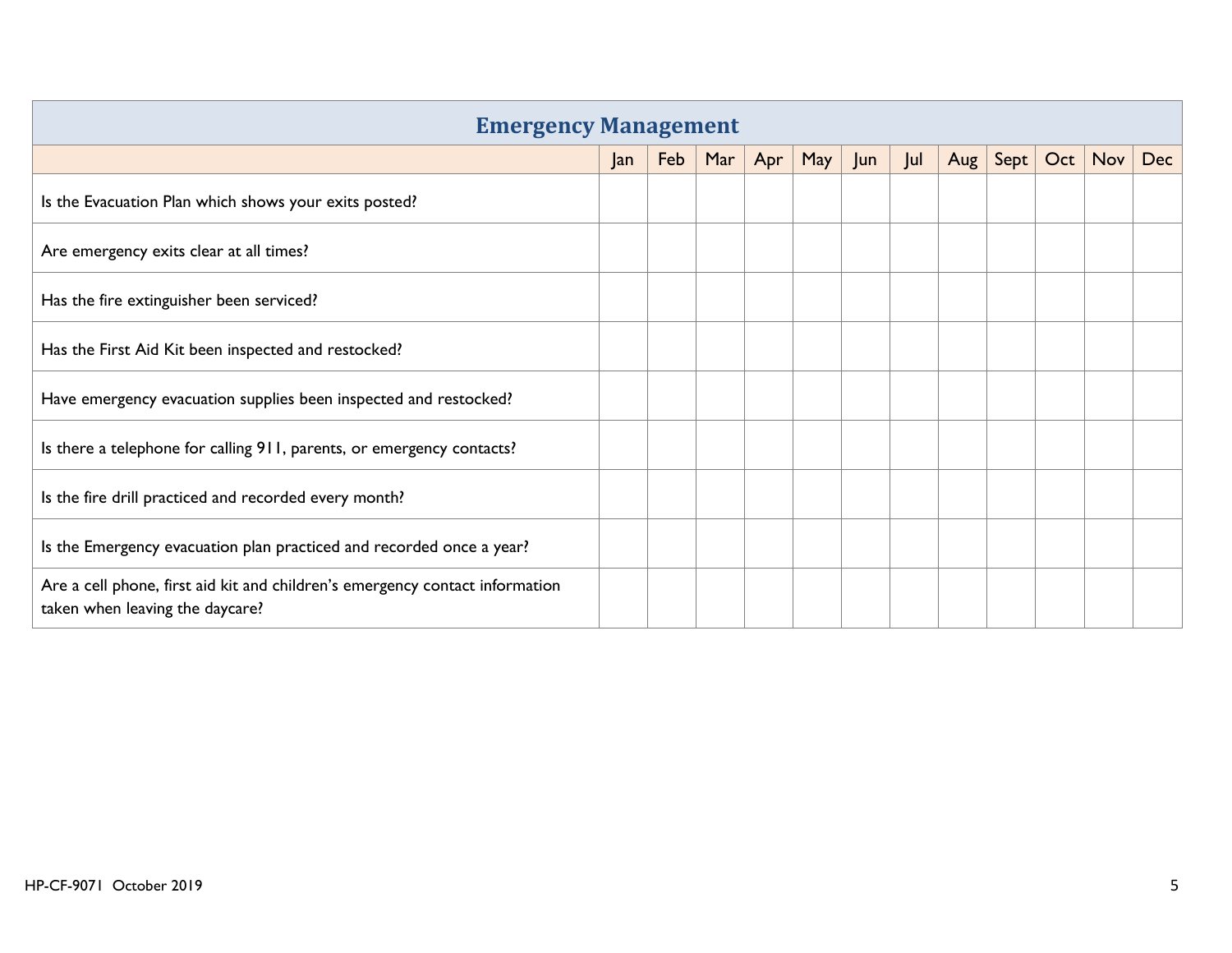| Emergency Management | | | | | | | | | | | | |
|---|---|---|---|---|---|---|---|---|---|---|---|---|
| | Jan | Feb | Mar | Apr | May | Jun | Jul | Aug | Sept | Oct | Nov | Dec |
| Is the Evacuation Plan which shows your exits posted? | | | | | | | | | | | | |
| Are emergency exits clear at all times? | | | | | | | | | | | | |
| Has the fire extinguisher been serviced? | | | | | | | | | | | | |
| Has the First Aid Kit been inspected and restocked? | | | | | | | | | | | | |
| Have emergency evacuation supplies been inspected and restocked? | | | | | | | | | | | | |
| Is there a telephone for calling 911, parents, or emergency contacts? | | | | | | | | | | | | |
| Is the fire drill practiced and recorded every month? | | | | | | | | | | | | |
| Is the Emergency evacuation plan practiced and recorded once a year? | | | | | | | | | | | | |
| Are a cell phone, first aid kit and children's emergency contact information taken when leaving the daycare? | | | | | | | | | | | | |

HP-CF-9071 October 2019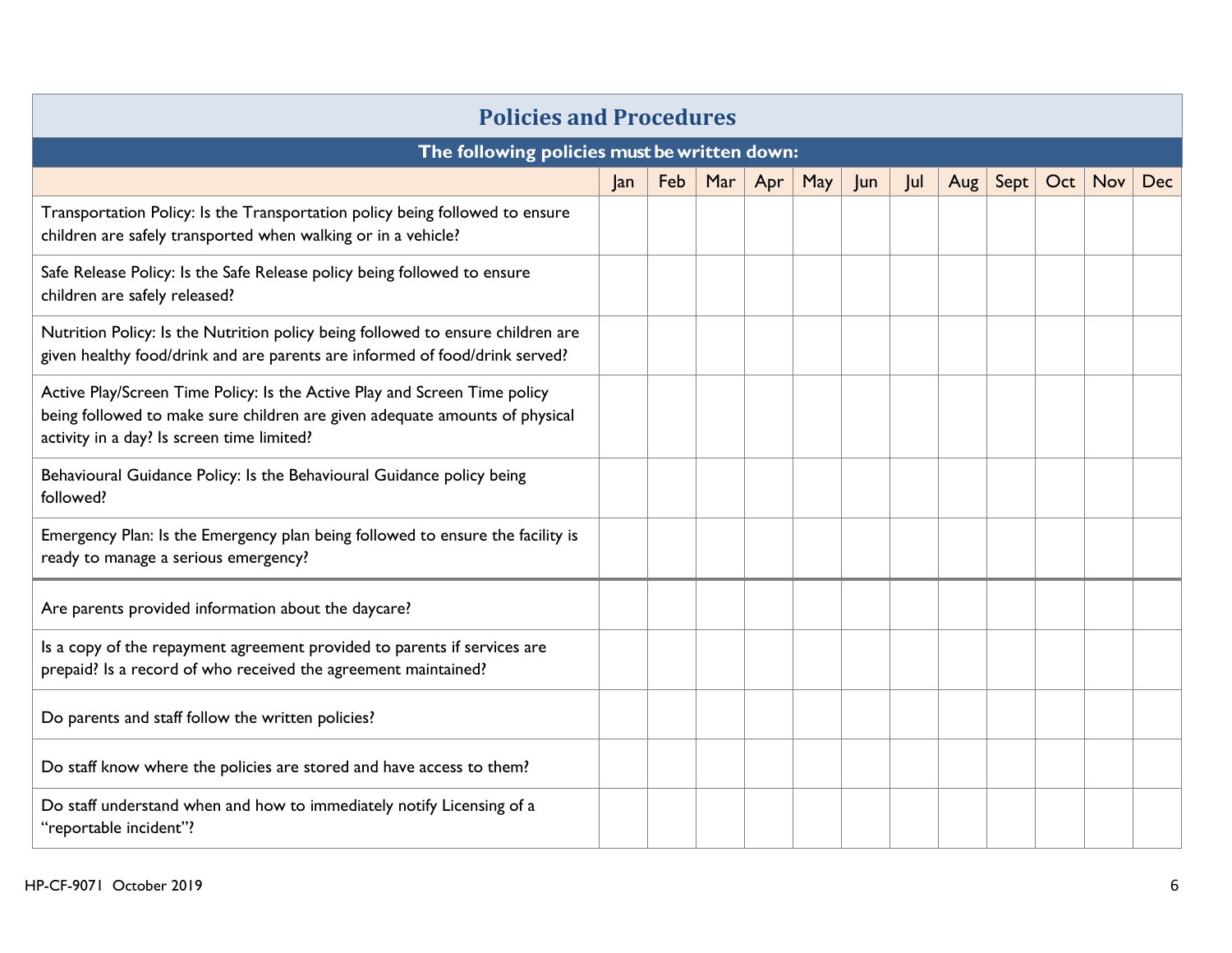## Policies and Procedures

**The following policies must be written down:**

| | Jan | Feb | Mar | Apr | May | Jun | Jul | Aug | Sept | Oct | Nov | Dec |
|---|---|---|---|---|---|---|---|---|---|---|---|---|
| Transportation Policy: Is the Transportation policy being followed to ensure children are safely transported when walking or in a vehicle? | | | | | | | | | | | | |
| Safe Release Policy: Is the Safe Release policy being followed to ensure children are safely released? | | | | | | | | | | | | |
| Nutrition Policy: Is the Nutrition policy being followed to ensure children are given healthy food/drink and are parents are informed of food/drink served? | | | | | | | | | | | | |
| Active Play/Screen Time Policy: Is the Active Play and Screen Time policy being followed to make sure children are given adequate amounts of physical activity in a day? Is screen time limited? | | | | | | | | | | | | |
| Behavioural Guidance Policy: Is the Behavioural Guidance policy being followed? | | | | | | | | | | | | |
| Emergency Plan: Is the Emergency plan being followed to ensure the facility is ready to manage a serious emergency? | | | | | | | | | | | | |
| Are parents provided information about the daycare? | | | | | | | | | | | | |
| Is a copy of the repayment agreement provided to parents if services are prepaid? Is a record of who received the agreement maintained? | | | | | | | | | | | | |
| Do parents and staff follow the written policies? | | | | | | | | | | | | |
| Do staff know where the policies are stored and have access to them? | | | | | | | | | | | | |
| Do staff understand when and how to immediately notify Licensing of a "reportable incident"? | | | | | | | | | | | | |

HP-CF-9071 October 2019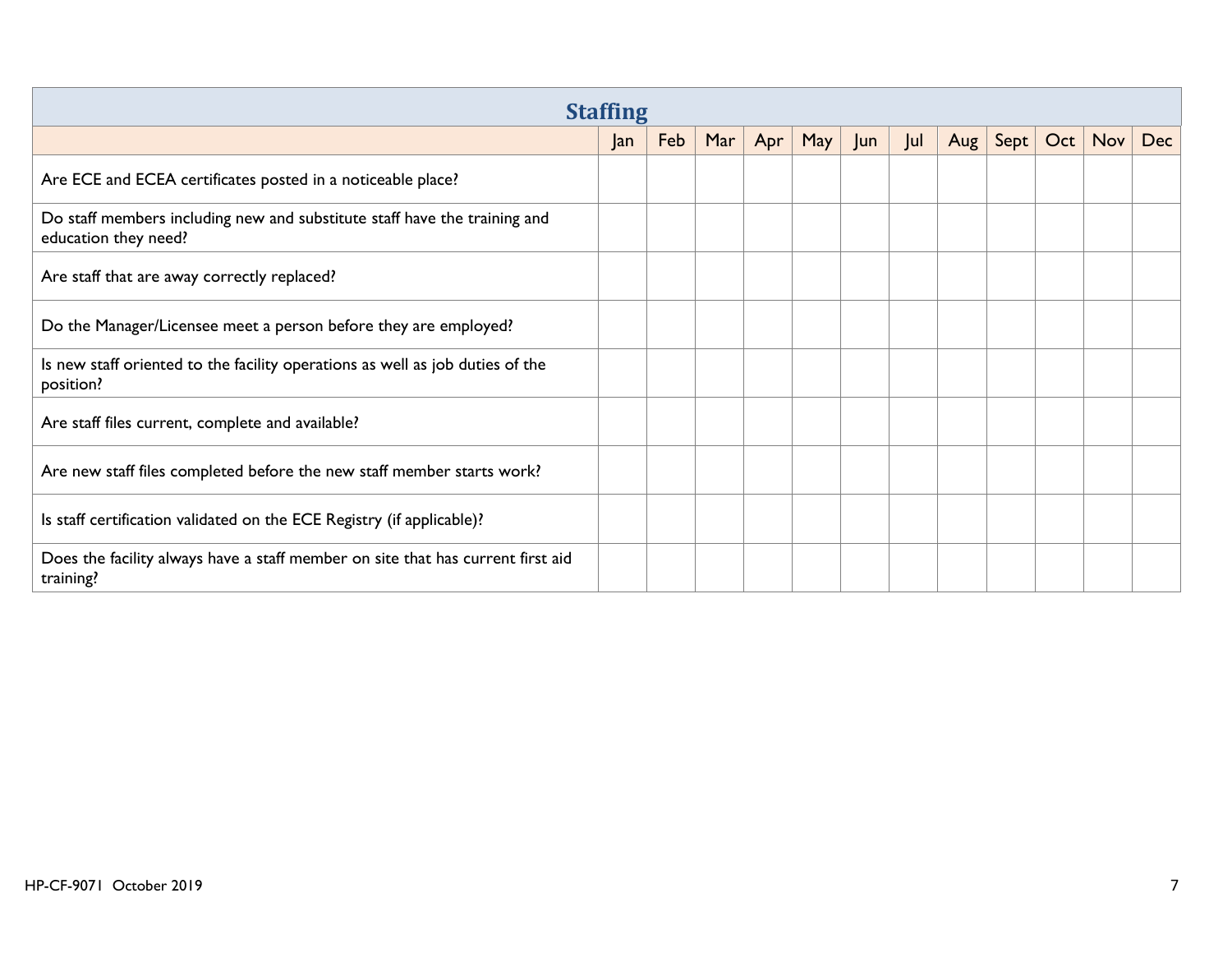## Staffing

| | Jan | Feb | Mar | Apr | May | Jun | Jul | Aug | Sept | Oct | Nov | Dec |
|---|---|---|---|---|---|---|---|---|---|---|---|---|
| Are ECE and ECEA certificates posted in a noticeable place? | | | | | | | | | | | | |
| Do staff members including new and substitute staff have the training and education they need? | | | | | | | | | | | | |
| Are staff that are away correctly replaced? | | | | | | | | | | | | |
| Do the Manager/Licensee meet a person before they are employed? | | | | | | | | | | | | |
| Is new staff oriented to the facility operations as well as job duties of the position? | | | | | | | | | | | | |
| Are staff files current, complete and available? | | | | | | | | | | | | |
| Are new staff files completed before the new staff member starts work? | | | | | | | | | | | | |
| Is staff certification validated on the ECE Registry (if applicable)? | | | | | | | | | | | | |
| Does the facility always have a staff member on site that has current first aid training? | | | | | | | | | | | | |

HP-CF-9071 October 2019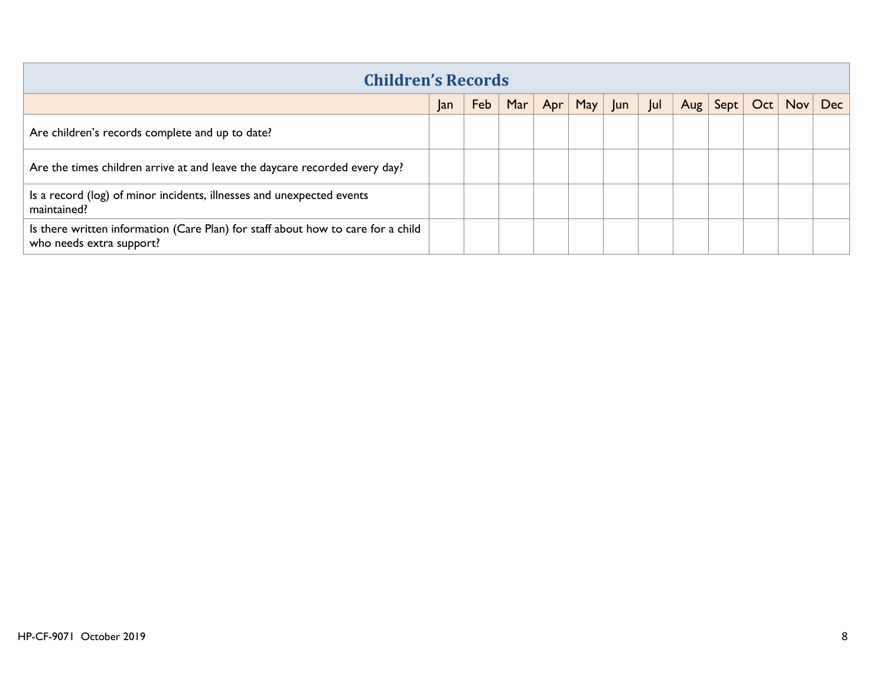| Children's Records | | | | | | | | | | | | |
|---|---|---|---|---|---|---|---|---|---|---|---|---|
| | Jan | Feb | Mar | Apr | May | Jun | Jul | Aug | Sept | Oct | Nov | Dec |
| Are children's records complete and up to date? | | | | | | | | | | | | |
| Are the times children arrive at and leave the daycare recorded every day? | | | | | | | | | | | | |
| Is a record (log) of minor incidents, illnesses and unexpected events maintained? | | | | | | | | | | | | |
| Is there written information (Care Plan) for staff about how to care for a child who needs extra support? | | | | | | | | | | | | |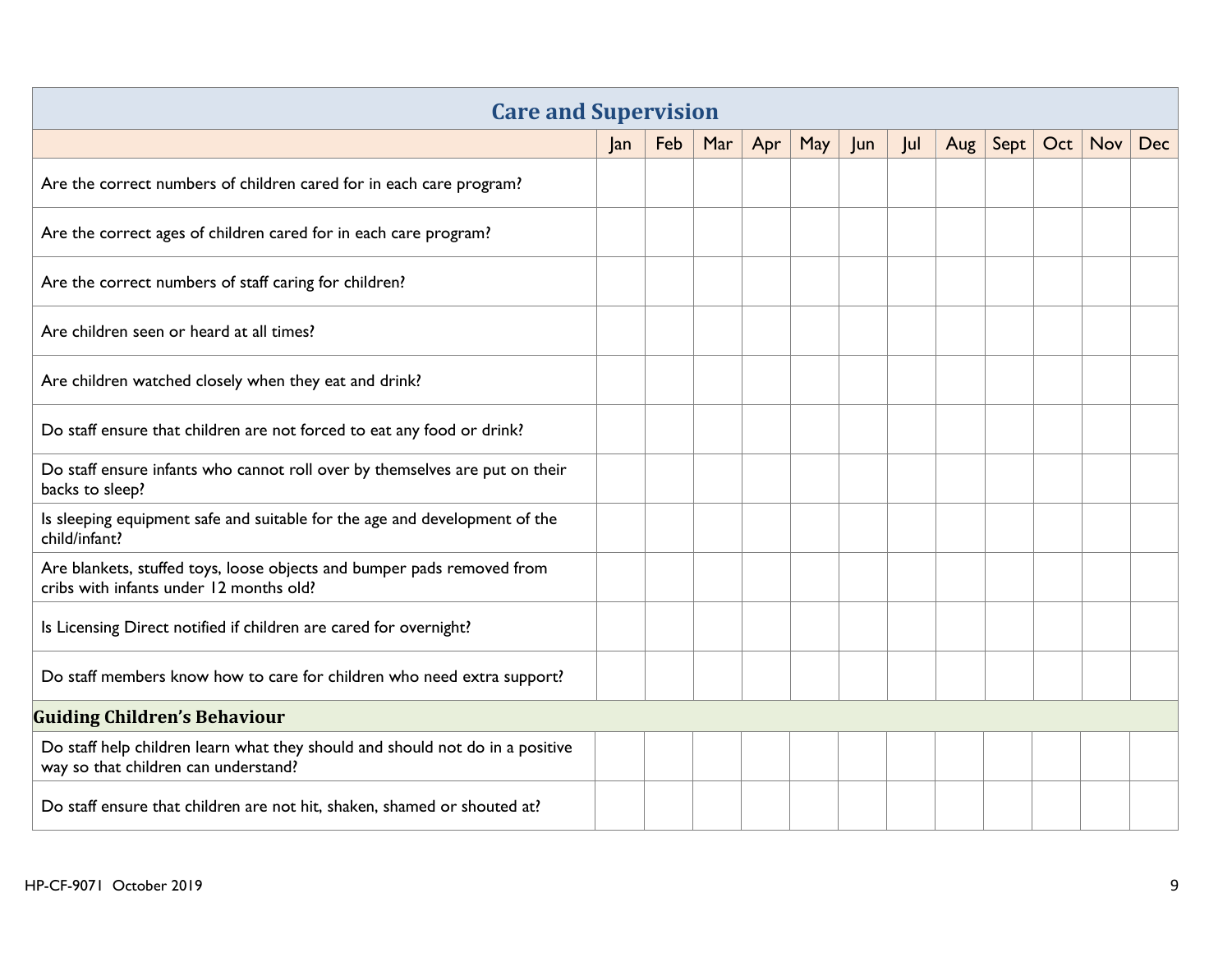## Care and Supervision

| | Jan | Feb | Mar | Apr | May | Jun | Jul | Aug | Sept | Oct | Nov | Dec |
|---|---|---|---|---|---|---|---|---|---|---|---|---|
| Are the correct numbers of children cared for in each care program? | | | | | | | | | | | | |
| Are the correct ages of children cared for in each care program? | | | | | | | | | | | | |
| Are the correct numbers of staff caring for children? | | | | | | | | | | | | |
| Are children seen or heard at all times? | | | | | | | | | | | | |
| Are children watched closely when they eat and drink? | | | | | | | | | | | | |
| Do staff ensure that children are not forced to eat any food or drink? | | | | | | | | | | | | |
| Do staff ensure infants who cannot roll over by themselves are put on their backs to sleep? | | | | | | | | | | | | |
| Is sleeping equipment safe and suitable for the age and development of the child/infant? | | | | | | | | | | | | |
| Are blankets, stuffed toys, loose objects and bumper pads removed from cribs with infants under 12 months old? | | | | | | | | | | | | |
| Is Licensing Direct notified if children are cared for overnight? | | | | | | | | | | | | |
| Do staff members know how to care for children who need extra support? | | | | | | | | | | | | |
| **Guiding Children's Behaviour** | | | | | | | | | | | | |
| Do staff help children learn what they should and should not do in a positive way so that children can understand? | | | | | | | | | | | | |
| Do staff ensure that children are not hit, shaken, shamed or shouted at? | | | | | | | | | | | | |

HP-CF-9071 October 2019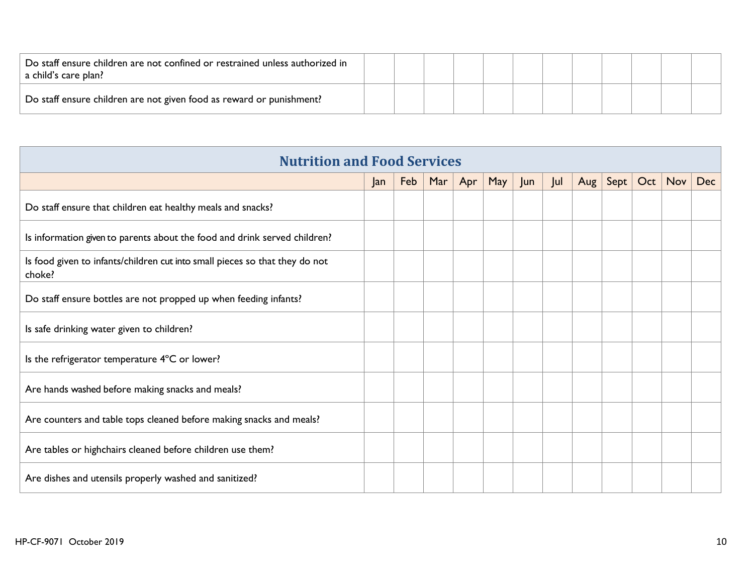| | | | | | | | | | | | | |
|---|---|---|---|---|---|---|---|---|---|---|---|---|
| Do staff ensure children are not confined or restrained unless authorized in a child's care plan? | | | | | | | | | | | | |
| Do staff ensure children are not given food as reward or punishment? | | | | | | | | | | | | |

## Nutrition and Food Services

| | Jan | Feb | Mar | Apr | May | Jun | Jul | Aug | Sept | Oct | Nov | Dec |
|---|---|---|---|---|---|---|---|---|---|---|---|---|
| Do staff ensure that children eat healthy meals and snacks? | | | | | | | | | | | | |
| Is information given to parents about the food and drink served children? | | | | | | | | | | | | |
| Is food given to infants/children cut into small pieces so that they do not choke? | | | | | | | | | | | | |
| Do staff ensure bottles are not propped up when feeding infants? | | | | | | | | | | | | |
| Is safe drinking water given to children? | | | | | | | | | | | | |
| Is the refrigerator temperature 4°C or lower? | | | | | | | | | | | | |
| Are hands washed before making snacks and meals? | | | | | | | | | | | | |
| Are counters and table tops cleaned before making snacks and meals? | | | | | | | | | | | | |
| Are tables or highchairs cleaned before children use them? | | | | | | | | | | | | |
| Are dishes and utensils properly washed and sanitized? | | | | | | | | | | | | |

HP-CF-9071 October 2019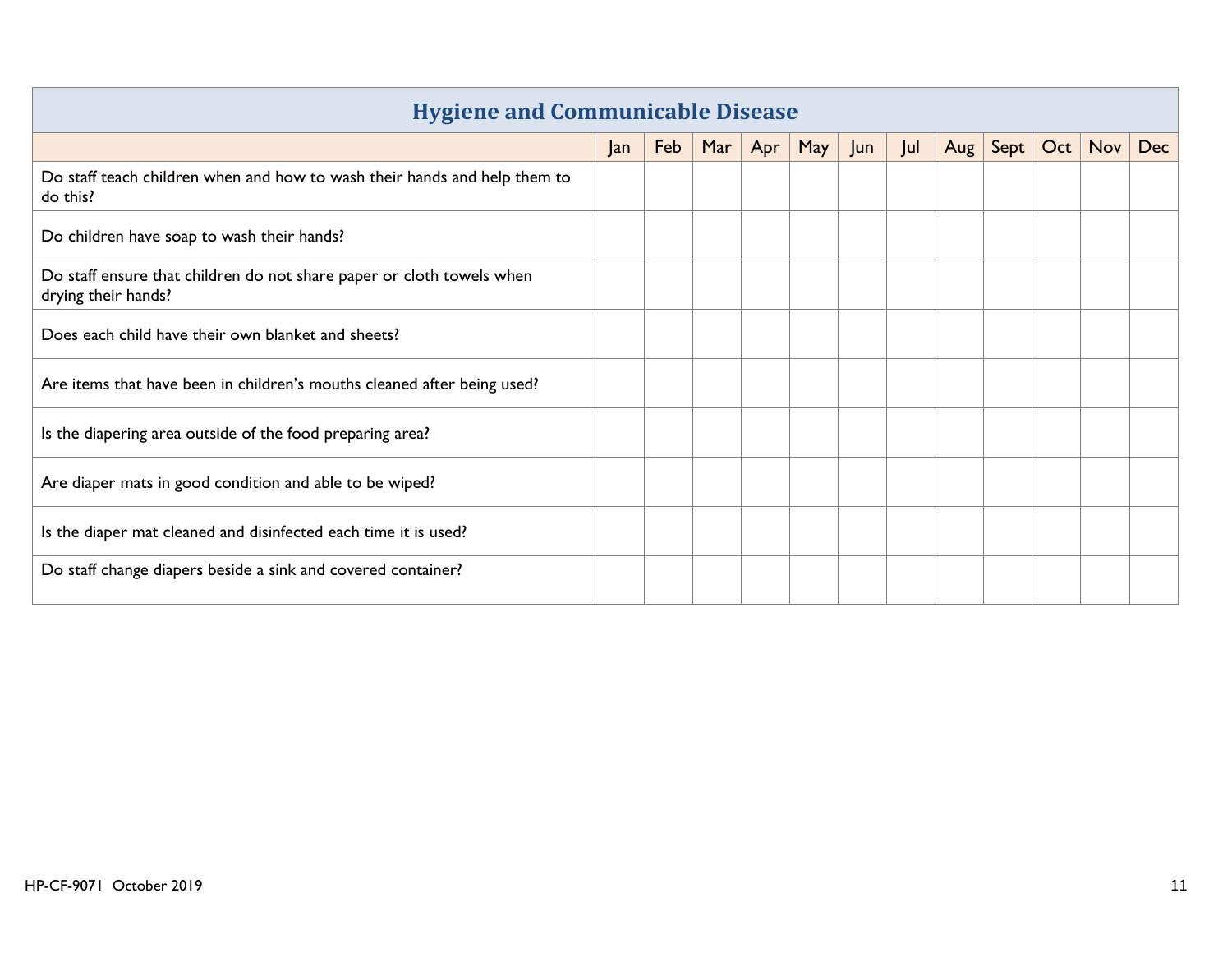## Hygiene and Communicable Disease

| | Jan | Feb | Mar | Apr | May | Jun | Jul | Aug | Sept | Oct | Nov | Dec |
|---|---|---|---|---|---|---|---|---|---|---|---|---|
| Do staff teach children when and how to wash their hands and help them to do this? | | | | | | | | | | | | |
| Do children have soap to wash their hands? | | | | | | | | | | | | |
| Do staff ensure that children do not share paper or cloth towels when drying their hands? | | | | | | | | | | | | |
| Does each child have their own blanket and sheets? | | | | | | | | | | | | |
| Are items that have been in children's mouths cleaned after being used? | | | | | | | | | | | | |
| Is the diapering area outside of the food preparing area? | | | | | | | | | | | | |
| Are diaper mats in good condition and able to be wiped? | | | | | | | | | | | | |
| Is the diaper mat cleaned and disinfected each time it is used? | | | | | | | | | | | | |
| Do staff change diapers beside a sink and covered container? | | | | | | | | | | | | |

HP-CF-9071 October 2019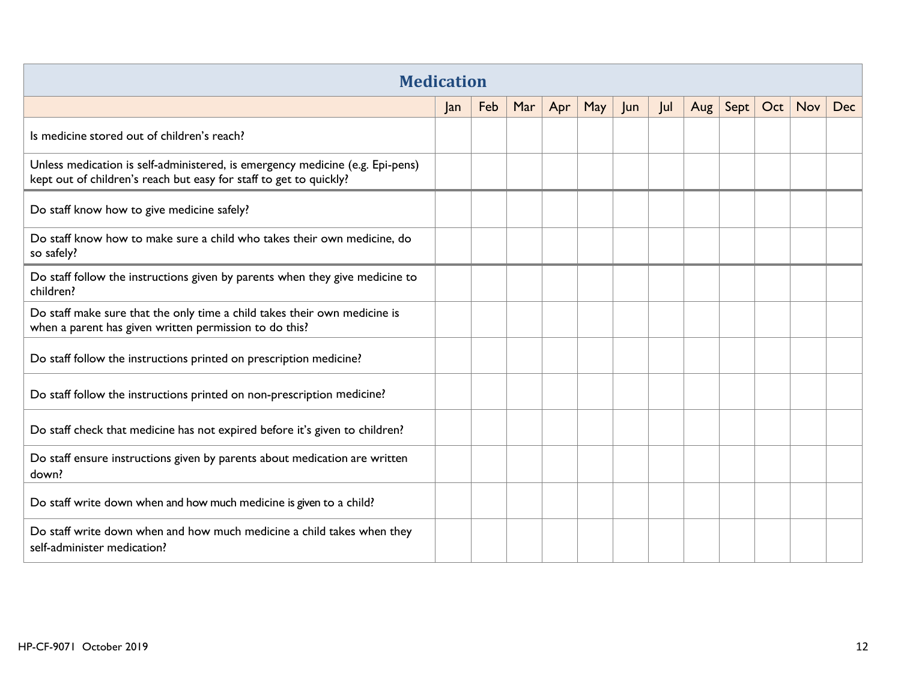## Medication

| | Jan | Feb | Mar | Apr | May | Jun | Jul | Aug | Sept | Oct | Nov | Dec |
|---|---|---|---|---|---|---|---|---|---|---|---|---|
| Is medicine stored out of children's reach? | | | | | | | | | | | | |
| Unless medication is self-administered, is emergency medicine (e.g. Epi-pens) kept out of children's reach but easy for staff to get to quickly? | | | | | | | | | | | | |
| Do staff know how to give medicine safely? | | | | | | | | | | | | |
| Do staff know how to make sure a child who takes their own medicine, do so safely? | | | | | | | | | | | | |
| Do staff follow the instructions given by parents when they give medicine to children? | | | | | | | | | | | | |
| Do staff make sure that the only time a child takes their own medicine is when a parent has given written permission to do this? | | | | | | | | | | | | |
| Do staff follow the instructions printed on prescription medicine? | | | | | | | | | | | | |
| Do staff follow the instructions printed on non-prescription medicine? | | | | | | | | | | | | |
| Do staff check that medicine has not expired before it's given to children? | | | | | | | | | | | | |
| Do staff ensure instructions given by parents about medication are written down? | | | | | | | | | | | | |
| Do staff write down when and how much medicine is given to a child? | | | | | | | | | | | | |
| Do staff write down when and how much medicine a child takes when they self-administer medication? | | | | | | | | | | | | |

HP-CF-9071 October 2019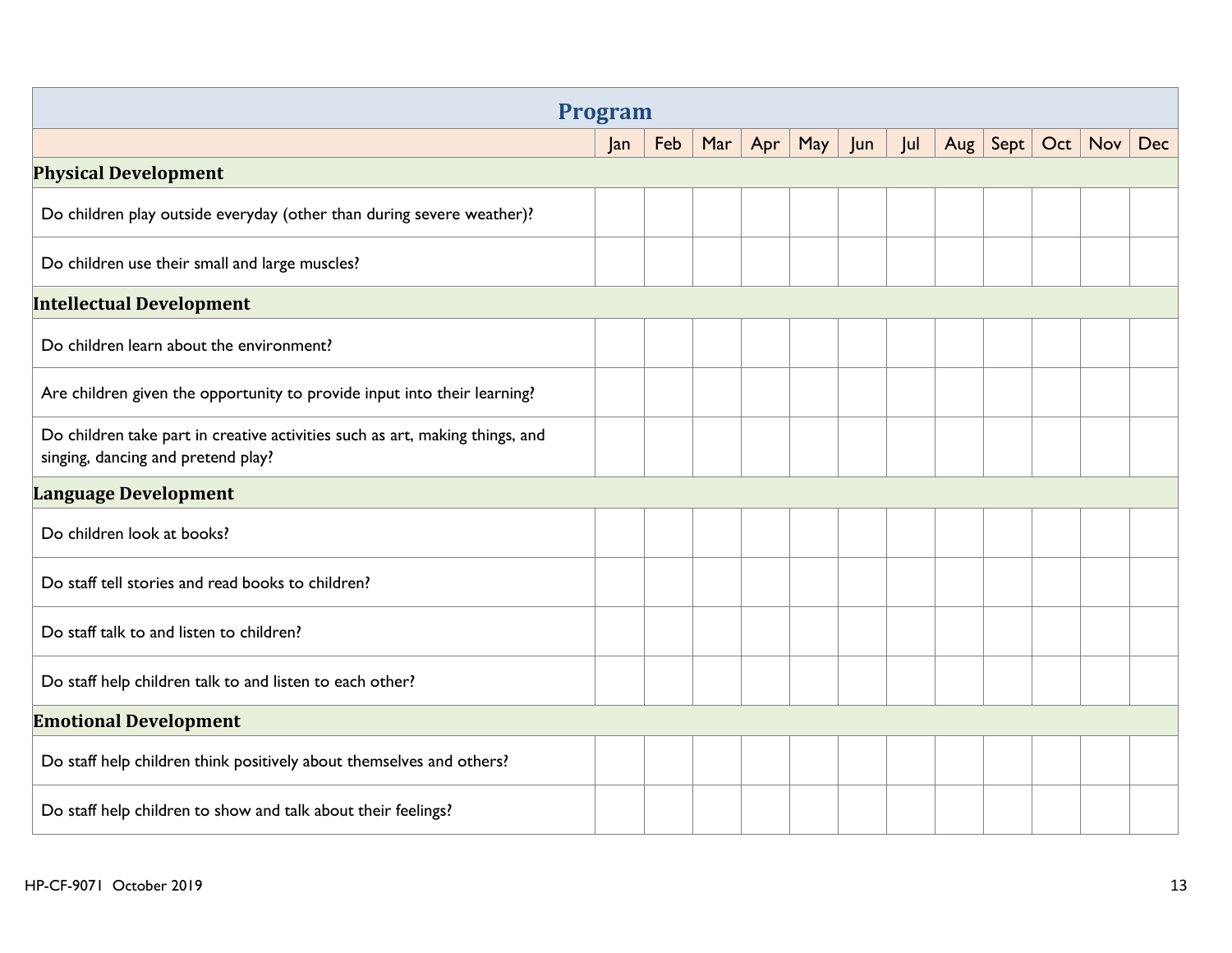| Program | | | | | | | | | | | | |
|---|---|---|---|---|---|---|---|---|---|---|---|---|
| | Jan | Feb | Mar | Apr | May | Jun | Jul | Aug | Sept | Oct | Nov | Dec |
| **Physical Development** | | | | | | | | | | | | |
| Do children play outside everyday (other than during severe weather)? | | | | | | | | | | | | |
| Do children use their small and large muscles? | | | | | | | | | | | | |
| **Intellectual Development** | | | | | | | | | | | | |
| Do children learn about the environment? | | | | | | | | | | | | |
| Are children given the opportunity to provide input into their learning? | | | | | | | | | | | | |
| Do children take part in creative activities such as art, making things, and singing, dancing and pretend play? | | | | | | | | | | | | |
| **Language Development** | | | | | | | | | | | | |
| Do children look at books? | | | | | | | | | | | | |
| Do staff tell stories and read books to children? | | | | | | | | | | | | |
| Do staff talk to and listen to children? | | | | | | | | | | | | |
| Do staff help children talk to and listen to each other? | | | | | | | | | | | | |
| **Emotional Development** | | | | | | | | | | | | |
| Do staff help children think positively about themselves and others? | | | | | | | | | | | | |
| Do staff help children to show and talk about their feelings? | | | | | | | | | | | | |

HP-CF-9071 October 2019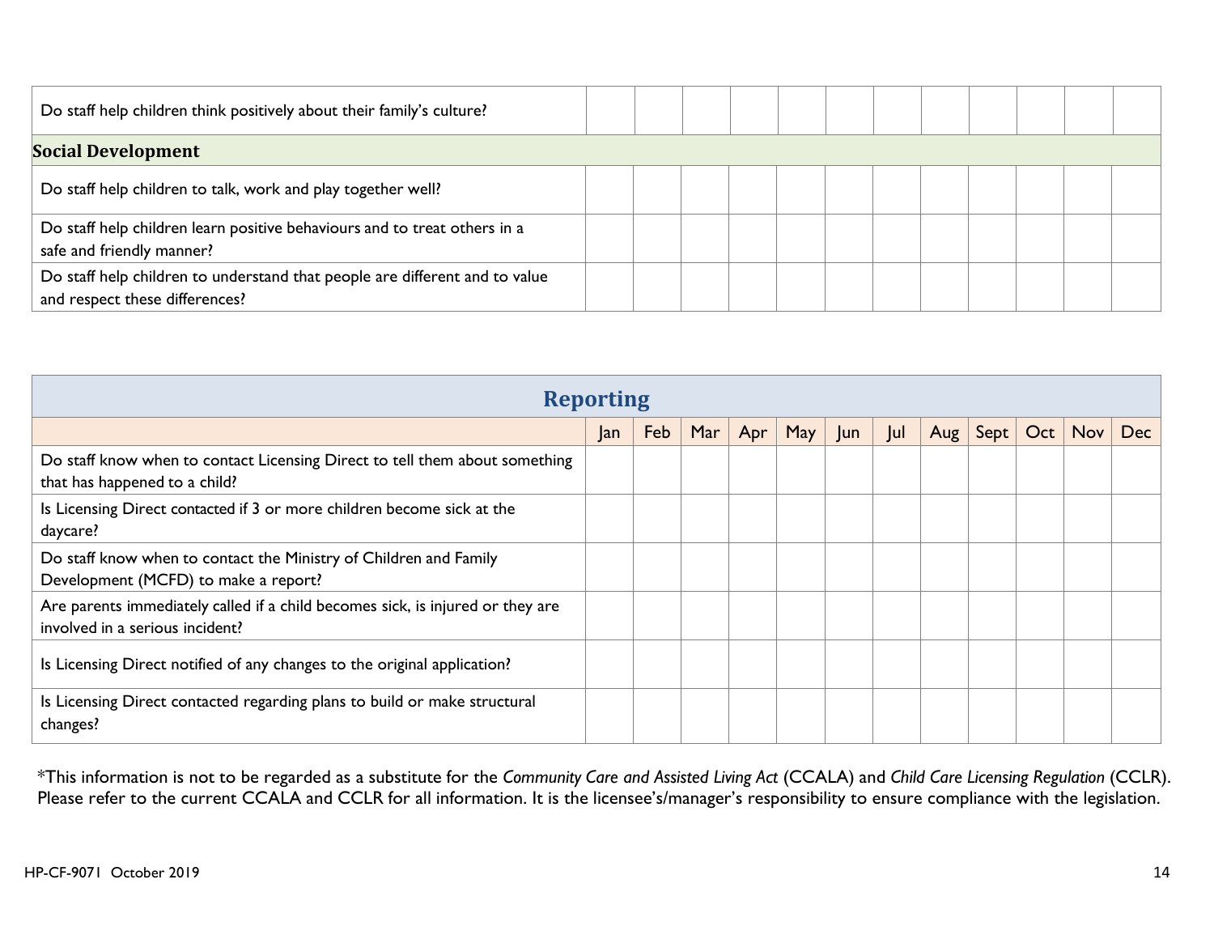| | | | | | | | | | | | | |
|---|---|---|---|---|---|---|---|---|---|---|---|---|
| Do staff help children think positively about their family's culture? | | | | | | | | | | | | |
| **Social Development** | | | | | | | | | | | | |
| Do staff help children to talk, work and play together well? | | | | | | | | | | | | |
| Do staff help children learn positive behaviours and to treat others in a safe and friendly manner? | | | | | | | | | | | | |
| Do staff help children to understand that people are different and to value and respect these differences? | | | | | | | | | | | | |

## Reporting

| | Jan | Feb | Mar | Apr | May | Jun | Jul | Aug | Sept | Oct | Nov | Dec |
|---|---|---|---|---|---|---|---|---|---|---|---|---|
| Do staff know when to contact Licensing Direct to tell them about something that has happened to a child? | | | | | | | | | | | | |
| Is Licensing Direct contacted if 3 or more children become sick at the daycare? | | | | | | | | | | | | |
| Do staff know when to contact the Ministry of Children and Family Development (MCFD) to make a report? | | | | | | | | | | | | |
| Are parents immediately called if a child becomes sick, is injured or they are involved in a serious incident? | | | | | | | | | | | | |
| Is Licensing Direct notified of any changes to the original application? | | | | | | | | | | | | |
| Is Licensing Direct contacted regarding plans to build or make structural changes? | | | | | | | | | | | | |

*This information is not to be regarded as a substitute for the *Community Care and Assisted Living Act* (CCALA) and *Child Care Licensing Regulation* (CCLR). Please refer to the current CCALA and CCLR for all information. It is the licensee's/manager's responsibility to ensure compliance with the legislation.

HP-CF-9071 October 2019